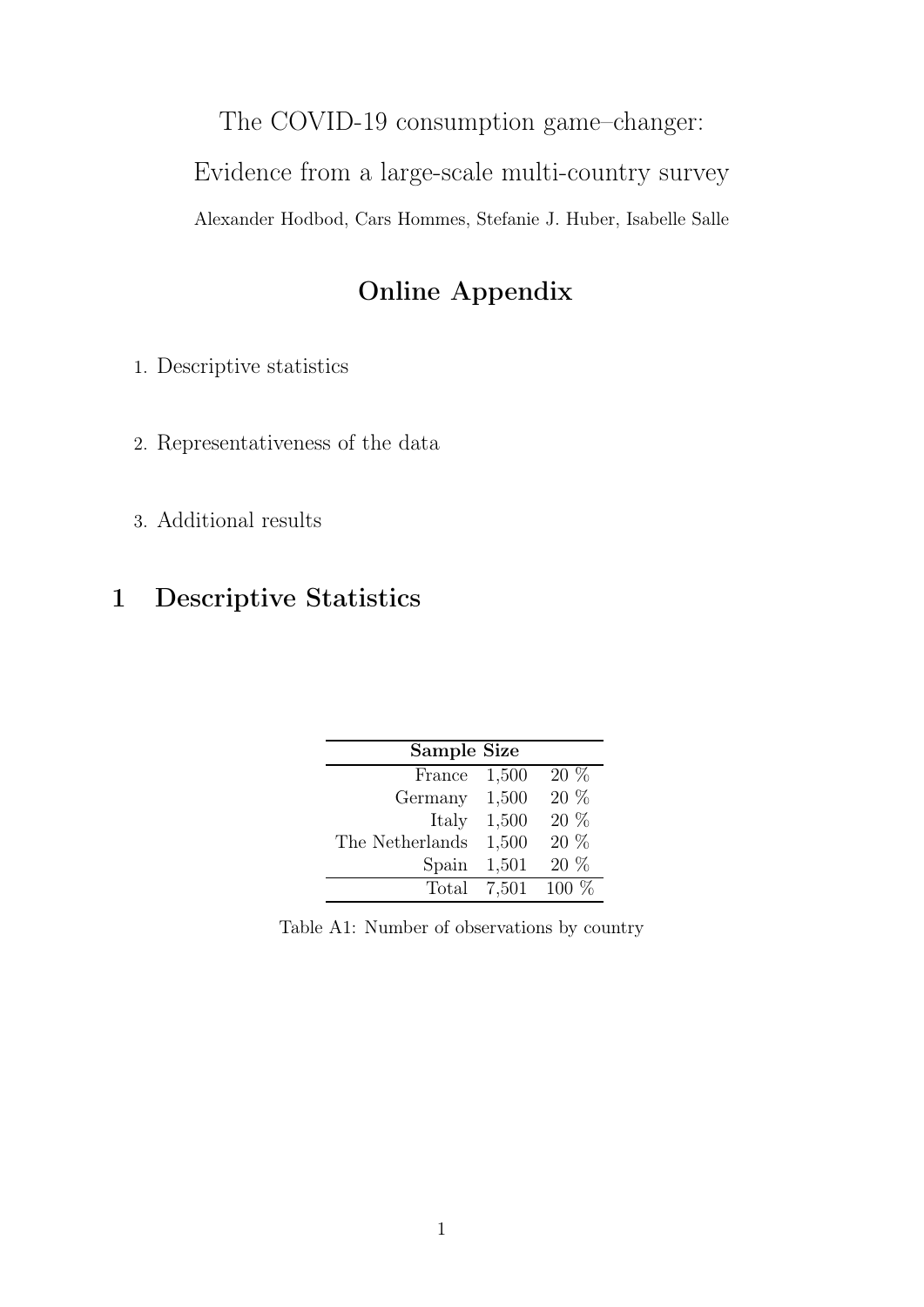The COVID-19 consumption game–changer:

Evidence from a large-scale multi-country survey

Alexander Hodbod, Cars Hommes, Stefanie J. Huber, Isabelle Salle

# Online Appendix

1. Descriptive statistics
2. Representativeness of the data
3. Additional results

## 1 Descriptive Statistics

| **Sample Size** | | |
|---:|---:|---:|
| France | 1,500 | 20 % |
| Germany | 1,500 | 20 % |
| Italy | 1,500 | 20 % |
| The Netherlands | 1,500 | 20 % |
| Spain | 1,501 | 20 % |
| Total | 7,501 | 100 % |

Table A1: Number of observations by country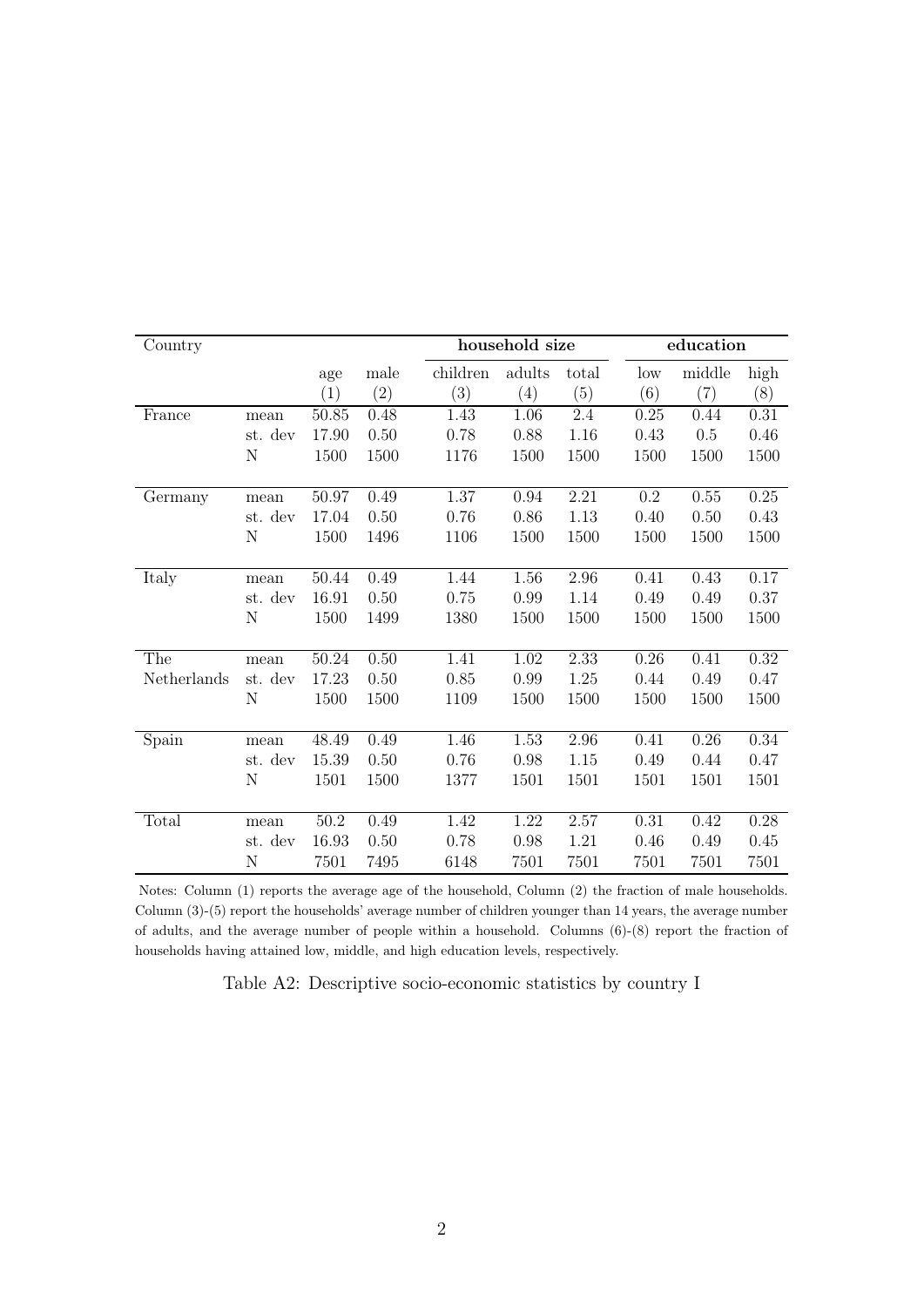| Country | | | | household size | | | education | | |
|---|---|---|---|---|---|---|---|---|---|
| | | age | male | children | adults | total | low | middle | high |
| | | (1) | (2) | (3) | (4) | (5) | (6) | (7) | (8) |
| France | mean | 50.85 | 0.48 | 1.43 | 1.06 | 2.4 | 0.25 | 0.44 | 0.31 |
| | st. dev | 17.90 | 0.50 | 0.78 | 0.88 | 1.16 | 0.43 | 0.5 | 0.46 |
| | N | 1500 | 1500 | 1176 | 1500 | 1500 | 1500 | 1500 | 1500 |
| Germany | mean | 50.97 | 0.49 | 1.37 | 0.94 | 2.21 | 0.2 | 0.55 | 0.25 |
| | st. dev | 17.04 | 0.50 | 0.76 | 0.86 | 1.13 | 0.40 | 0.50 | 0.43 |
| | N | 1500 | 1496 | 1106 | 1500 | 1500 | 1500 | 1500 | 1500 |
| Italy | mean | 50.44 | 0.49 | 1.44 | 1.56 | 2.96 | 0.41 | 0.43 | 0.17 |
| | st. dev | 16.91 | 0.50 | 0.75 | 0.99 | 1.14 | 0.49 | 0.49 | 0.37 |
| | N | 1500 | 1499 | 1380 | 1500 | 1500 | 1500 | 1500 | 1500 |
| The Netherlands | mean | 50.24 | 0.50 | 1.41 | 1.02 | 2.33 | 0.26 | 0.41 | 0.32 |
| | st. dev | 17.23 | 0.50 | 0.85 | 0.99 | 1.25 | 0.44 | 0.49 | 0.47 |
| | N | 1500 | 1500 | 1109 | 1500 | 1500 | 1500 | 1500 | 1500 |
| Spain | mean | 48.49 | 0.49 | 1.46 | 1.53 | 2.96 | 0.41 | 0.26 | 0.34 |
| | st. dev | 15.39 | 0.50 | 0.76 | 0.98 | 1.15 | 0.49 | 0.44 | 0.47 |
| | N | 1501 | 1500 | 1377 | 1501 | 1501 | 1501 | 1501 | 1501 |
| Total | mean | 50.2 | 0.49 | 1.42 | 1.22 | 2.57 | 0.31 | 0.42 | 0.28 |
| | st. dev | 16.93 | 0.50 | 0.78 | 0.98 | 1.21 | 0.46 | 0.49 | 0.45 |
| | N | 7501 | 7495 | 6148 | 7501 | 7501 | 7501 | 7501 | 7501 |

Notes: Column (1) reports the average age of the household, Column (2) the fraction of male households. Column (3)-(5) report the households' average number of children younger than 14 years, the average number of adults, and the average number of people within a household. Columns (6)-(8) report the fraction of households having attained low, middle, and high education levels, respectively.

Table A2: Descriptive socio-economic statistics by country I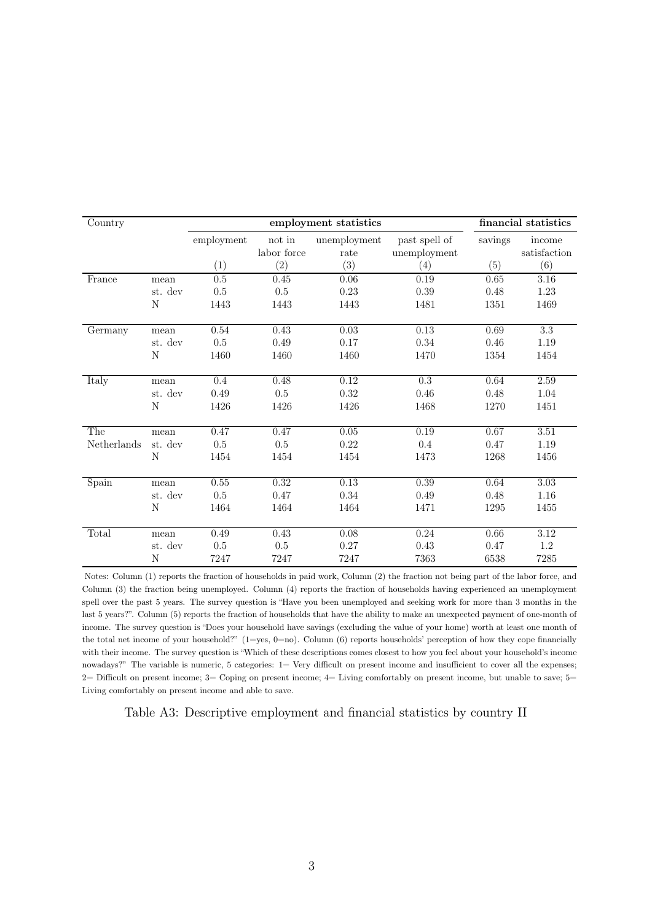| Country | | employment statistics | | | | financial statistics | |
|---|---|---|---|---|---|---|---|
| | | employment | not in labor force | unemployment rate | past spell of unemployment | savings | income satisfaction |
| | | (1) | (2) | (3) | (4) | (5) | (6) |
| France | mean | 0.5 | 0.45 | 0.06 | 0.19 | 0.65 | 3.16 |
| | st. dev | 0.5 | 0.5 | 0.23 | 0.39 | 0.48 | 1.23 |
| | N | 1443 | 1443 | 1443 | 1481 | 1351 | 1469 |
| Germany | mean | 0.54 | 0.43 | 0.03 | 0.13 | 0.69 | 3.3 |
| | st. dev | 0.5 | 0.49 | 0.17 | 0.34 | 0.46 | 1.19 |
| | N | 1460 | 1460 | 1460 | 1470 | 1354 | 1454 |
| Italy | mean | 0.4 | 0.48 | 0.12 | 0.3 | 0.64 | 2.59 |
| | st. dev | 0.49 | 0.5 | 0.32 | 0.46 | 0.48 | 1.04 |
| | N | 1426 | 1426 | 1426 | 1468 | 1270 | 1451 |
| The Netherlands | mean | 0.47 | 0.47 | 0.05 | 0.19 | 0.67 | 3.51 |
| | st. dev | 0.5 | 0.5 | 0.22 | 0.4 | 0.47 | 1.19 |
| | N | 1454 | 1454 | 1454 | 1473 | 1268 | 1456 |
| Spain | mean | 0.55 | 0.32 | 0.13 | 0.39 | 0.64 | 3.03 |
| | st. dev | 0.5 | 0.47 | 0.34 | 0.49 | 0.48 | 1.16 |
| | N | 1464 | 1464 | 1464 | 1471 | 1295 | 1455 |
| Total | mean | 0.49 | 0.43 | 0.08 | 0.24 | 0.66 | 3.12 |
| | st. dev | 0.5 | 0.5 | 0.27 | 0.43 | 0.47 | 1.2 |
| | N | 7247 | 7247 | 7247 | 7363 | 6538 | 7285 |

Notes: Column (1) reports the fraction of households in paid work, Column (2) the fraction not being part of the labor force, and Column (3) the fraction being unemployed. Column (4) reports the fraction of households having experienced an unemployment spell over the past 5 years. The survey question is "Have you been unemployed and seeking work for more than 3 months in the last 5 years?". Column (5) reports the fraction of households that have the ability to make an unexpected payment of one-month of income. The survey question is "Does your household have savings (excluding the value of your home) worth at least one month of the total net income of your household?" (1=yes, 0=no). Column (6) reports households' perception of how they cope financially with their income. The survey question is "Which of these descriptions comes closest to how you feel about your household's income nowadays?" The variable is numeric, 5 categories: 1= Very difficult on present income and insufficient to cover all the expenses; 2= Difficult on present income; 3= Coping on present income; 4= Living comfortably on present income, but unable to save; 5= Living comfortably on present income and able to save.

Table A3: Descriptive employment and financial statistics by country II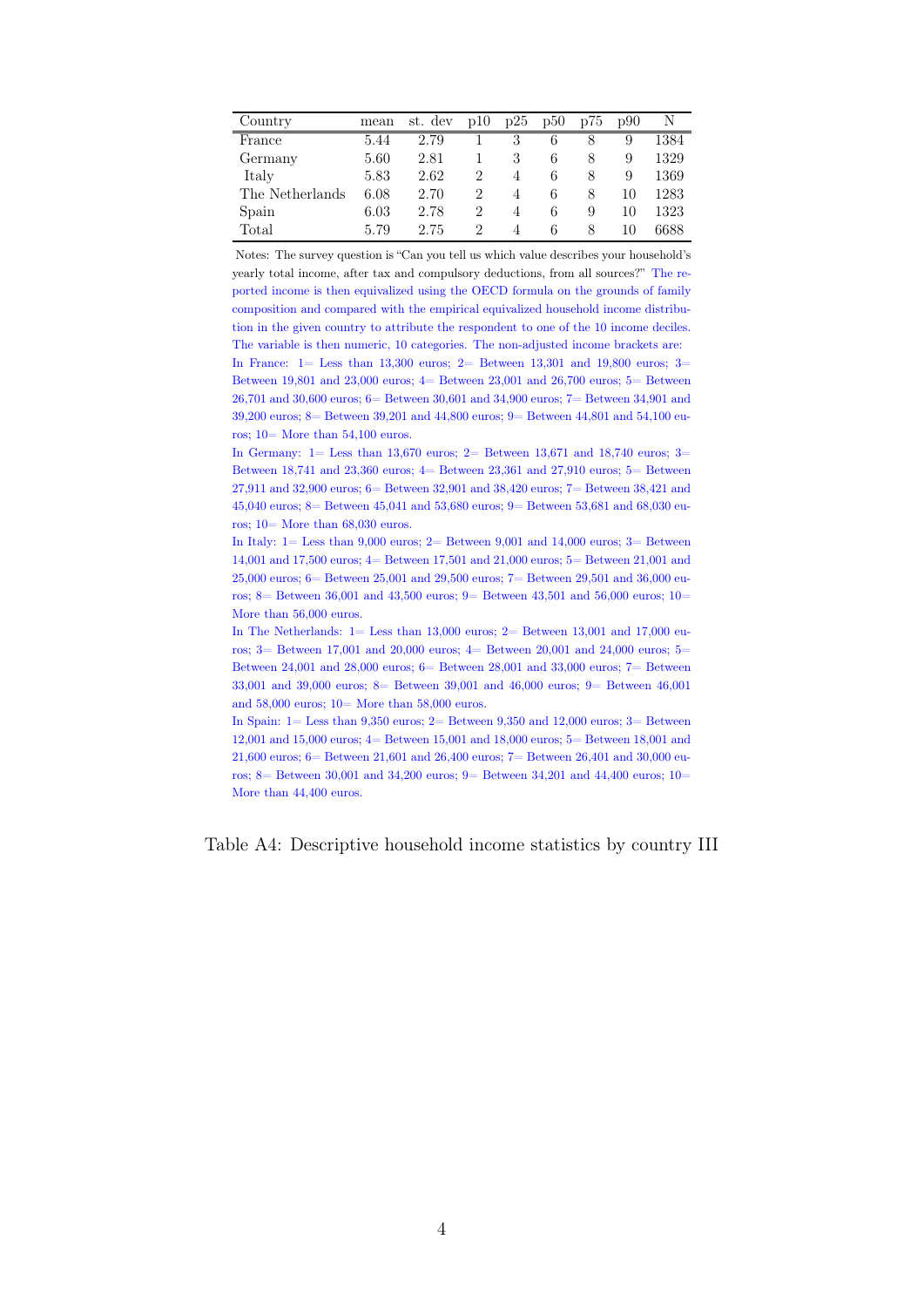| Country | mean | st. dev | p10 | p25 | p50 | p75 | p90 | N |
|---|---|---|---|---|---|---|---|---|
| France | 5.44 | 2.79 | 1 | 3 | 6 | 8 | 9 | 1384 |
| Germany | 5.60 | 2.81 | 1 | 3 | 6 | 8 | 9 | 1329 |
| Italy | 5.83 | 2.62 | 2 | 4 | 6 | 8 | 9 | 1369 |
| The Netherlands | 6.08 | 2.70 | 2 | 4 | 6 | 8 | 10 | 1283 |
| Spain | 6.03 | 2.78 | 2 | 4 | 6 | 9 | 10 | 1323 |
| Total | 5.79 | 2.75 | 2 | 4 | 6 | 8 | 10 | 6688 |

Notes: The survey question is "Can you tell us which value describes your household's yearly total income, after tax and compulsory deductions, from all sources?" The reported income is then equivalized using the OECD formula on the grounds of family composition and compared with the empirical equivalized household income distribution in the given country to attribute the respondent to one of the 10 income deciles. The variable is then numeric, 10 categories. The non-adjusted income brackets are:

In France: 1= Less than 13,300 euros; 2= Between 13,301 and 19,800 euros; 3= Between 19,801 and 23,000 euros; 4= Between 23,001 and 26,700 euros; 5= Between 26,701 and 30,600 euros; 6= Between 30,601 and 34,900 euros; 7= Between 34,901 and 39,200 euros; 8= Between 39,201 and 44,800 euros; 9= Between 44,801 and 54,100 euros; 10= More than 54,100 euros.

In Germany: 1= Less than 13,670 euros; 2= Between 13,671 and 18,740 euros; 3= Between 18,741 and 23,360 euros; 4= Between 23,361 and 27,910 euros; 5= Between 27,911 and 32,900 euros; 6= Between 32,901 and 38,420 euros; 7= Between 38,421 and 45,040 euros; 8= Between 45,041 and 53,680 euros; 9= Between 53,681 and 68,030 euros; 10= More than 68,030 euros.

In Italy: 1= Less than 9,000 euros; 2= Between 9,001 and 14,000 euros; 3= Between 14,001 and 17,500 euros; 4= Between 17,501 and 21,000 euros; 5= Between 21,001 and 25,000 euros; 6= Between 25,001 and 29,500 euros; 7= Between 29,501 and 36,000 euros; 8= Between 36,001 and 43,500 euros; 9= Between 43,501 and 56,000 euros; 10= More than 56,000 euros.

In The Netherlands: 1= Less than 13,000 euros; 2= Between 13,001 and 17,000 euros; 3= Between 17,001 and 20,000 euros; 4= Between 20,001 and 24,000 euros; 5= Between 24,001 and 28,000 euros; 6= Between 28,001 and 33,000 euros; 7= Between 33,001 and 39,000 euros; 8= Between 39,001 and 46,000 euros; 9= Between 46,001 and 58,000 euros; 10= More than 58,000 euros.

In Spain: 1= Less than 9,350 euros; 2= Between 9,350 and 12,000 euros; 3= Between 12,001 and 15,000 euros; 4= Between 15,001 and 18,000 euros; 5= Between 18,001 and 21,600 euros; 6= Between 21,601 and 26,400 euros; 7= Between 26,401 and 30,000 euros; 8= Between 30,001 and 34,200 euros; 9= Between 34,201 and 44,400 euros; 10= More than 44,400 euros.

Table A4: Descriptive household income statistics by country III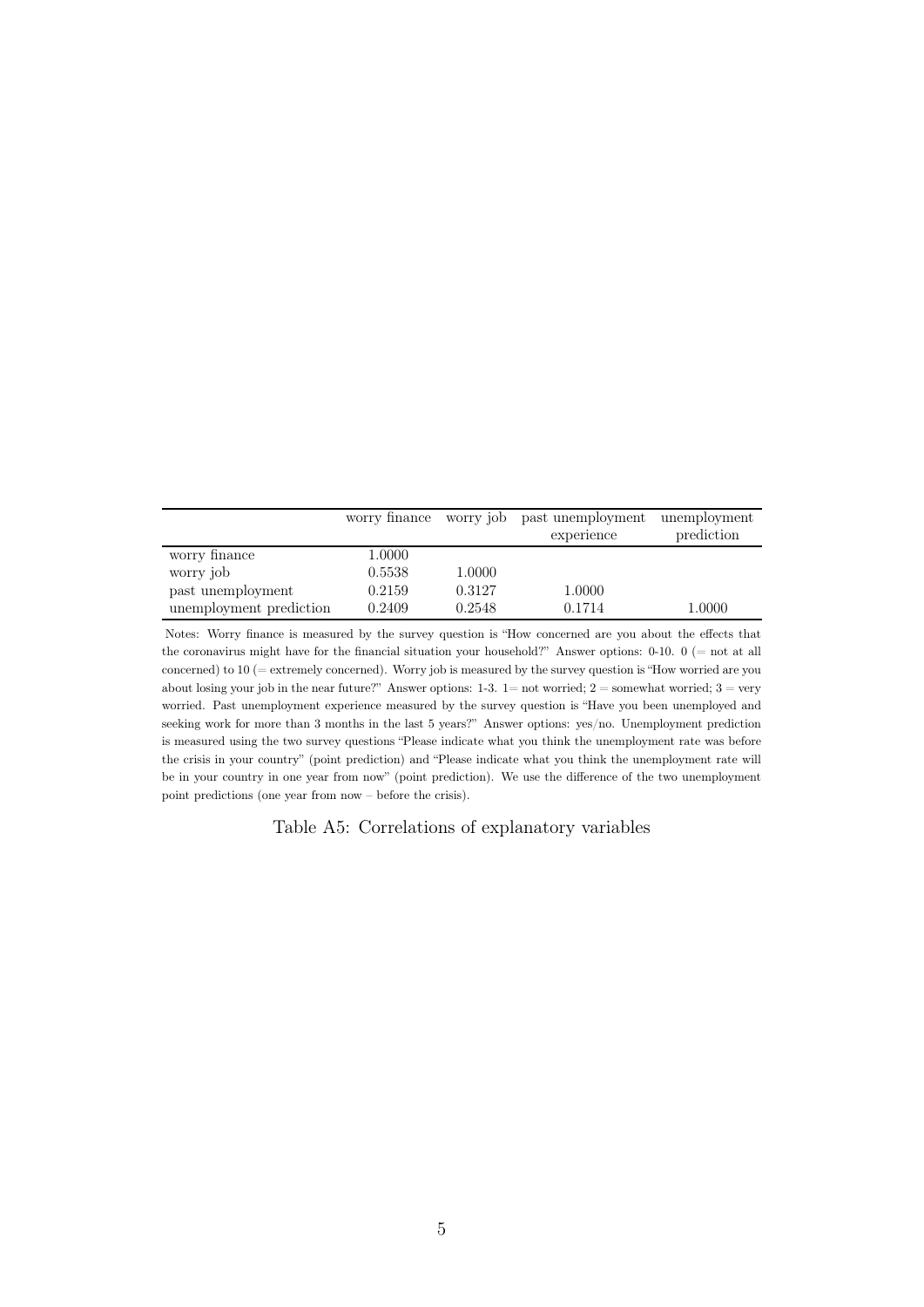|  | worry finance | worry job | past unemployment experience | unemployment prediction |
|---|---|---|---|---|
| worry finance | 1.0000 |  |  |  |
| worry job | 0.5538 | 1.0000 |  |  |
| past unemployment | 0.2159 | 0.3127 | 1.0000 |  |
| unemployment prediction | 0.2409 | 0.2548 | 0.1714 | 1.0000 |

Notes: Worry finance is measured by the survey question is "How concerned are you about the effects that the coronavirus might have for the financial situation your household?" Answer options: 0-10. 0 (= not at all concerned) to 10 (= extremely concerned). Worry job is measured by the survey question is "How worried are you about losing your job in the near future?" Answer options: 1-3. 1= not worried; 2 = somewhat worried; 3 = very worried. Past unemployment experience measured by the survey question is "Have you been unemployed and seeking work for more than 3 months in the last 5 years?" Answer options: yes/no. Unemployment prediction is measured using the two survey questions "Please indicate what you think the unemployment rate was before the crisis in your country" (point prediction) and "Please indicate what you think the unemployment rate will be in your country in one year from now" (point prediction). We use the difference of the two unemployment point predictions (one year from now – before the crisis).

Table A5: Correlations of explanatory variables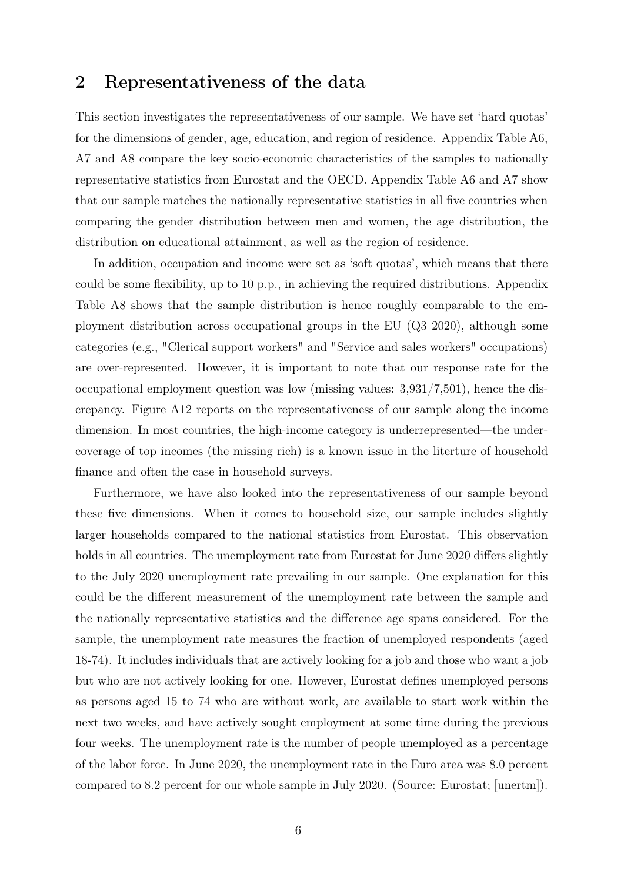## 2 Representativeness of the data

This section investigates the representativeness of our sample. We have set 'hard quotas' for the dimensions of gender, age, education, and region of residence. Appendix Table A6, A7 and A8 compare the key socio-economic characteristics of the samples to nationally representative statistics from Eurostat and the OECD. Appendix Table A6 and A7 show that our sample matches the nationally representative statistics in all five countries when comparing the gender distribution between men and women, the age distribution, the distribution on educational attainment, as well as the region of residence.

In addition, occupation and income were set as 'soft quotas', which means that there could be some flexibility, up to 10 p.p., in achieving the required distributions. Appendix Table A8 shows that the sample distribution is hence roughly comparable to the employment distribution across occupational groups in the EU (Q3 2020), although some categories (e.g., "Clerical support workers" and "Service and sales workers" occupations) are over-represented. However, it is important to note that our response rate for the occupational employment question was low (missing values: 3,931/7,501), hence the discrepancy. Figure A12 reports on the representativeness of our sample along the income dimension. In most countries, the high-income category is underrepresented—the undercoverage of top incomes (the missing rich) is a known issue in the literture of household finance and often the case in household surveys.

Furthermore, we have also looked into the representativeness of our sample beyond these five dimensions. When it comes to household size, our sample includes slightly larger households compared to the national statistics from Eurostat. This observation holds in all countries. The unemployment rate from Eurostat for June 2020 differs slightly to the July 2020 unemployment rate prevailing in our sample. One explanation for this could be the different measurement of the unemployment rate between the sample and the nationally representative statistics and the difference age spans considered. For the sample, the unemployment rate measures the fraction of unemployed respondents (aged 18-74). It includes individuals that are actively looking for a job and those who want a job but who are not actively looking for one. However, Eurostat defines unemployed persons as persons aged 15 to 74 who are without work, are available to start work within the next two weeks, and have actively sought employment at some time during the previous four weeks. The unemployment rate is the number of people unemployed as a percentage of the labor force. In June 2020, the unemployment rate in the Euro area was 8.0 percent compared to 8.2 percent for our whole sample in July 2020. (Source: Eurostat; [unertm]).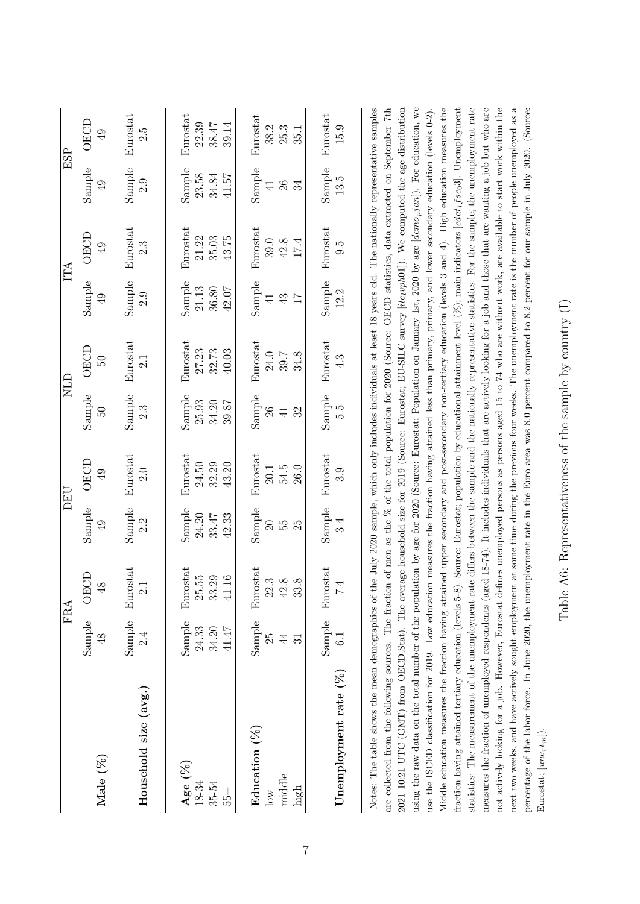| | FRA | | DEU | | NLD | | ITA | | ESP | |
|---|---|---|---|---|---|---|---|---|---|---|
| **Male (%)** | Sample | OECD | Sample | OECD | Sample | OECD | Sample | OECD | Sample | OECD |
| | 48 | 48 | 49 | 49 | 50 | 50 | 49 | 49 | 49 | 49 |
| **Household size (avg.)** | Sample | Eurostat | Sample | Eurostat | Sample | Eurostat | Sample | Eurostat | Sample | Eurostat |
| | 2.4 | 2.1 | 2.2 | 2.0 | 2.3 | 2.1 | 2.9 | 2.3 | 2.9 | 2.5 |
| **Age (%)** | Sample | Eurostat | Sample | Eurostat | Sample | Eurostat | Sample | Eurostat | Sample | Eurostat |
| 18-34 | 24.33 | 25.55 | 24.20 | 24.50 | 25.93 | 27.23 | 21.13 | 21.22 | 23.58 | 22.39 |
| 35-54 | 34.20 | 33.29 | 33.47 | 32.29 | 34.20 | 32.73 | 36.80 | 35.03 | 34.84 | 38.47 |
| 55+ | 41.47 | 41.16 | 42.33 | 43.20 | 39.87 | 40.03 | 42.07 | 43.75 | 41.57 | 39.14 |
| **Education (%)** | Sample | Eurostat | Sample | Eurostat | Sample | Eurostat | Sample | Eurostat | Sample | Eurostat |
| low | 25 | 22.3 | 20 | 20.1 | 26 | 24.0 | 41 | 39.0 | 41 | 38.2 |
| middle | 44 | 42.8 | 55 | 54.5 | 41 | 39.7 | 43 | 42.8 | 26 | 25.3 |
| high | 31 | 33.8 | 25 | 26.0 | 32 | 34.8 | 17 | 17.4 | 34 | 35.1 |
| **Unemployment rate (%)** | Sample | Eurostat | Sample | Eurostat | Sample | Eurostat | Sample | Eurostat | Sample | Eurostat |
| | 6.1 | 7.4 | 3.4 | 3.9 | 5.5 | 4.3 | 12.2 | 9.5 | 13.5 | 15.9 |

Notes: The table shows the mean demographics of the July 2020 sample, which only includes individuals at least 18 years old. The nationally representative samples are collected from the following sources. The fraction of men as the % of the total population for 2020 (Source: OECD statistics, data extracted on September 7th 2021 10:21 UTC (GMT) from OECD.Stat). The average household size for 2019 (Source: Eurostat; EU-SILC survey [$ilc_lvph01$]). We computed the age distribution using the raw data on the total number of the population by age for 2020 (Source: Eurostat; Population on January 1st, 2020 by age [$demo_pjan$]). For education, we use the ISCED classification for 2019. Low education measures the fraction having attained less than primary, primary, and lower secondary education (levels 0-2). Middle education measures the fraction having attained upper secondary and post-secondary non-tertiary education (levels 3 and 4). High education measures the fraction having attained tertiary education (levels 5-8). Source: Eurostat; population by educational attainment level (%); main indicators [$edat_lfse03$]. Unemployment statistics: The measurement of the unemployment rate differs between the sample and the nationally representative statistics. For the sample, the unemployment rate measures the fraction of unemployed respondents (aged 18-74). It includes individuals that are actively looking for a job and those that are wanting a job but who are not actively looking for a job. However, Eurostat defines unemployed persons as persons aged 15 to 74 who are without work, are available to start work within the next two weeks, and have actively sought employment at some time during the previous four weeks. The unemployment rate is the number of people unemployed as a percentage of the labor force. In June 2020, the unemployment rate in the Euro area was 8.0 percent compared to 8.2 percent for our sample in July 2020. (Source: Eurostat; [$une_rt_m$]).

Table A6: Representativeness of the sample by country (I)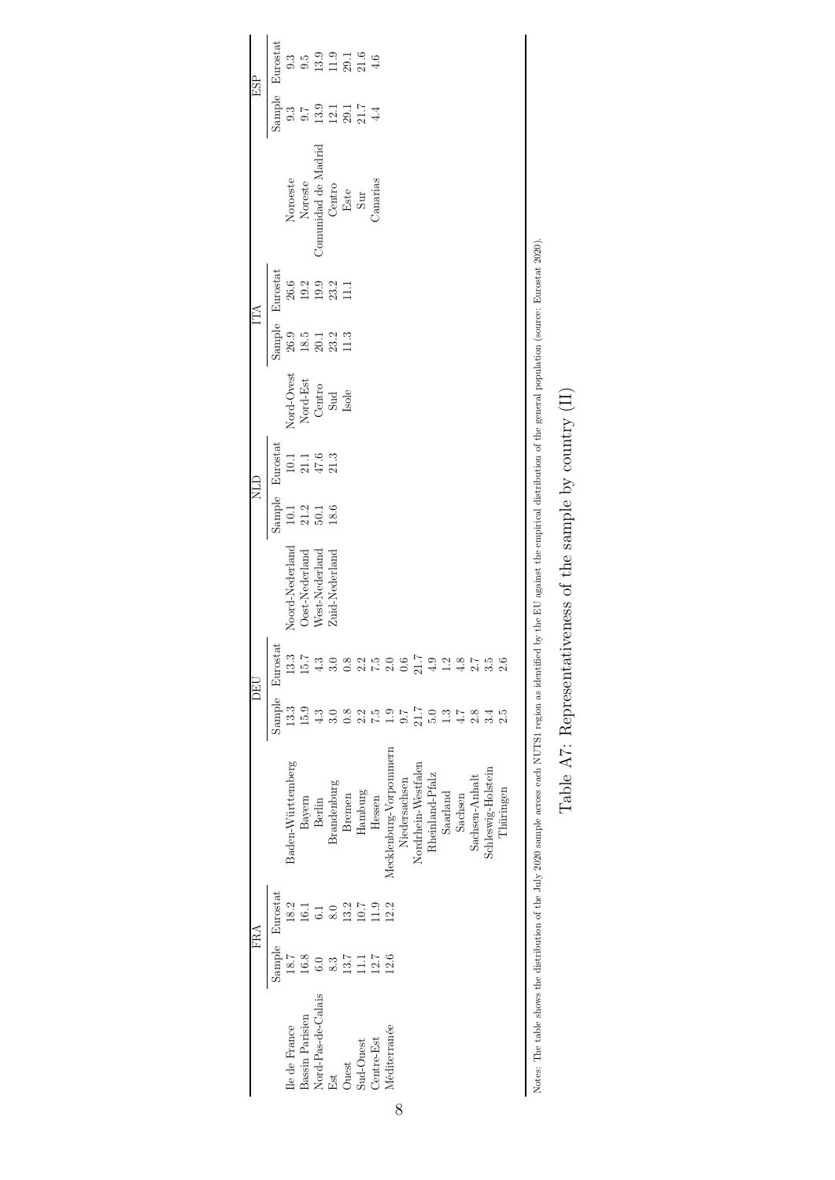| FRA | Sample | Eurostat | DEU | Sample | Eurostat | NLD | Sample | Eurostat | ITA | Sample | Eurostat | ESP | Sample | Eurostat |
|---|---|---|---|---|---|---|---|---|---|---|---|---|---|---|
| Ile de France | 18.7 | 18.2 | Baden-Württemberg | 13.3 | 13.3 | Noord-Nederland | 10.1 | 10.1 | Nord-Ovest | 26.9 | 26.6 | Noroeste | 9.3 | 9.3 |
| Bassin Parisien | 16.8 | 16.1 | Bayern | 15.9 | 15.7 | Oost-Nederland | 21.2 | 21.1 | Nord-Est | 18.5 | 19.2 | Noreste | 9.7 | 9.5 |
| Nord-Pas-de-Calais | 6.0 | 6.1 | Berlin | 4.3 | 4.3 | West-Nederland | 50.1 | 47.6 | Centro | 20.1 | 19.9 | Comunidad de Madrid | 13.9 | 13.9 |
| Est | 8.3 | 8.0 | Brandenburg | 3.0 | 3.0 | Zuid-Nederland | 18.6 | 21.3 | Sud | 23.2 | 23.2 | Centro | 12.1 | 11.9 |
| Ouest | 13.7 | 13.2 | Bremen | 0.8 | 0.8 | | | | Isole | 11.3 | 11.1 | Este | 29.1 | 29.1 |
| Sud-Ouest | 11.1 | 10.7 | Hamburg | 2.2 | 2.2 | | | | | | | Sur | 21.7 | 21.6 |
| Centre-Est | 12.7 | 11.9 | Hessen | 7.5 | 7.5 | | | | | | | Canarias | 4.4 | 4.6 |
| Méditerranée | 12.6 | 12.2 | Mecklenburg-Vorpommern | 1.9 | 2.0 | | | | | | | | | |
| | | | Niedersachsen | 9.7 | 0.6 | | | | | | | | | |
| | | | Nordrhein-Westfalen | 21.7 | 21.7 | | | | | | | | | |
| | | | Rheinland-Pfalz | 5.0 | 4.9 | | | | | | | | | |
| | | | Saarland | 1.3 | 1.2 | | | | | | | | | |
| | | | Sachsen | 4.7 | 4.8 | | | | | | | | | |
| | | | Sachsen-Anhalt | 2.8 | 2.7 | | | | | | | | | |
| | | | Schleswig-Holstein | 3.4 | 3.5 | | | | | | | | | |
| | | | Thüringen | 2.5 | 2.6 | | | | | | | | | |

Notes: The table shows the distribution of the July 2020 sample across each NUTS1 region as identified by the EU against the empirical distribution of the general population (source: Eurostat 2020).

Table A7: Representativeness of the sample by country (II)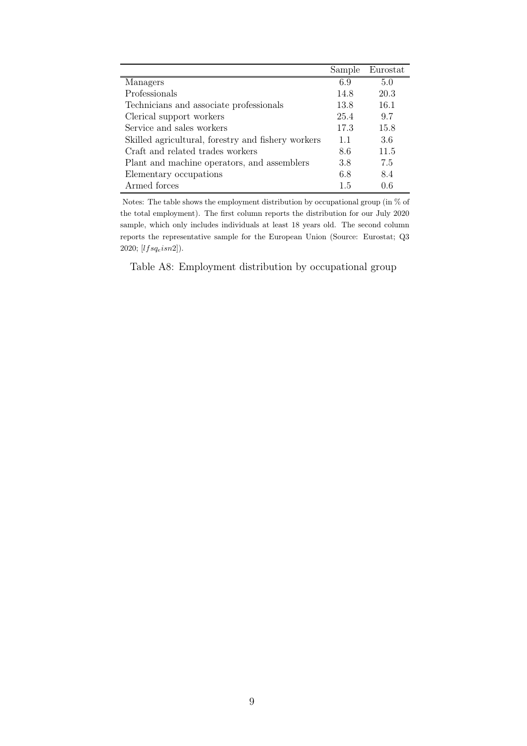| | Sample | Eurostat |
|---|---|---|
| Managers | 6.9 | 5.0 |
| Professionals | 14.8 | 20.3 |
| Technicians and associate professionals | 13.8 | 16.1 |
| Clerical support workers | 25.4 | 9.7 |
| Service and sales workers | 17.3 | 15.8 |
| Skilled agricultural, forestry and fishery workers | 1.1 | 3.6 |
| Craft and related trades workers | 8.6 | 11.5 |
| Plant and machine operators, and assemblers | 3.8 | 7.5 |
| Elementary occupations | 6.8 | 8.4 |
| Armed forces | 1.5 | 0.6 |

Notes: The table shows the employment distribution by occupational group (in % of the total employment). The first column reports the distribution for our July 2020 sample, which only includes individuals at least 18 years old. The second column reports the representative sample for the European Union (Source: Eurostat; Q3 2020; [$lfsq_eisn2$]).

Table A8: Employment distribution by occupational group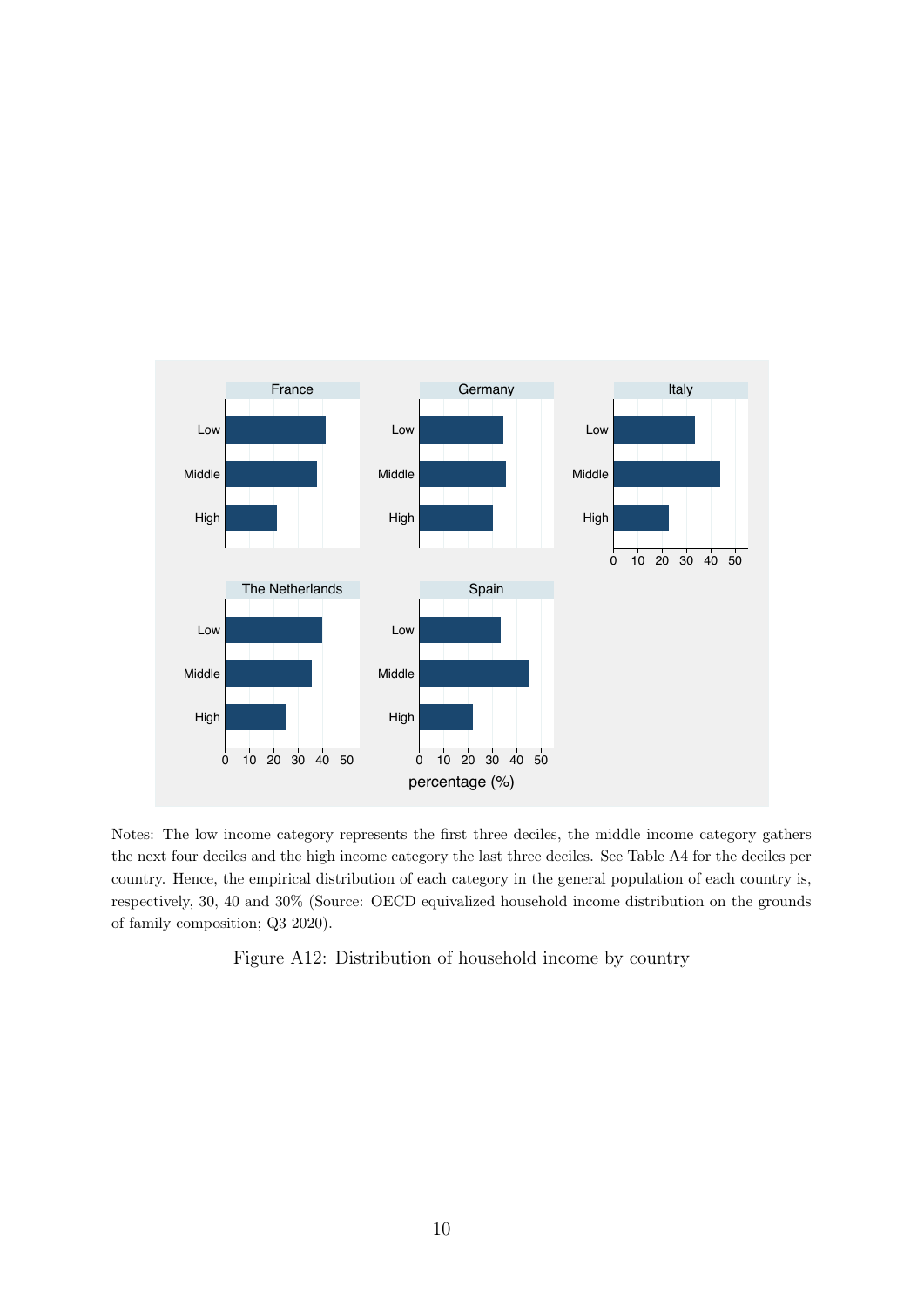Notes: The low income category represents the first three deciles, the middle income category gathers the next four deciles and the high income category the last three deciles. See Table A4 for the deciles per country. Hence, the empirical distribution of each category in the general population of each country is, respectively, 30, 40 and 30% (Source: OECD equivalized household income distribution on the grounds of family composition; Q3 2020).

Figure A12: Distribution of household income by country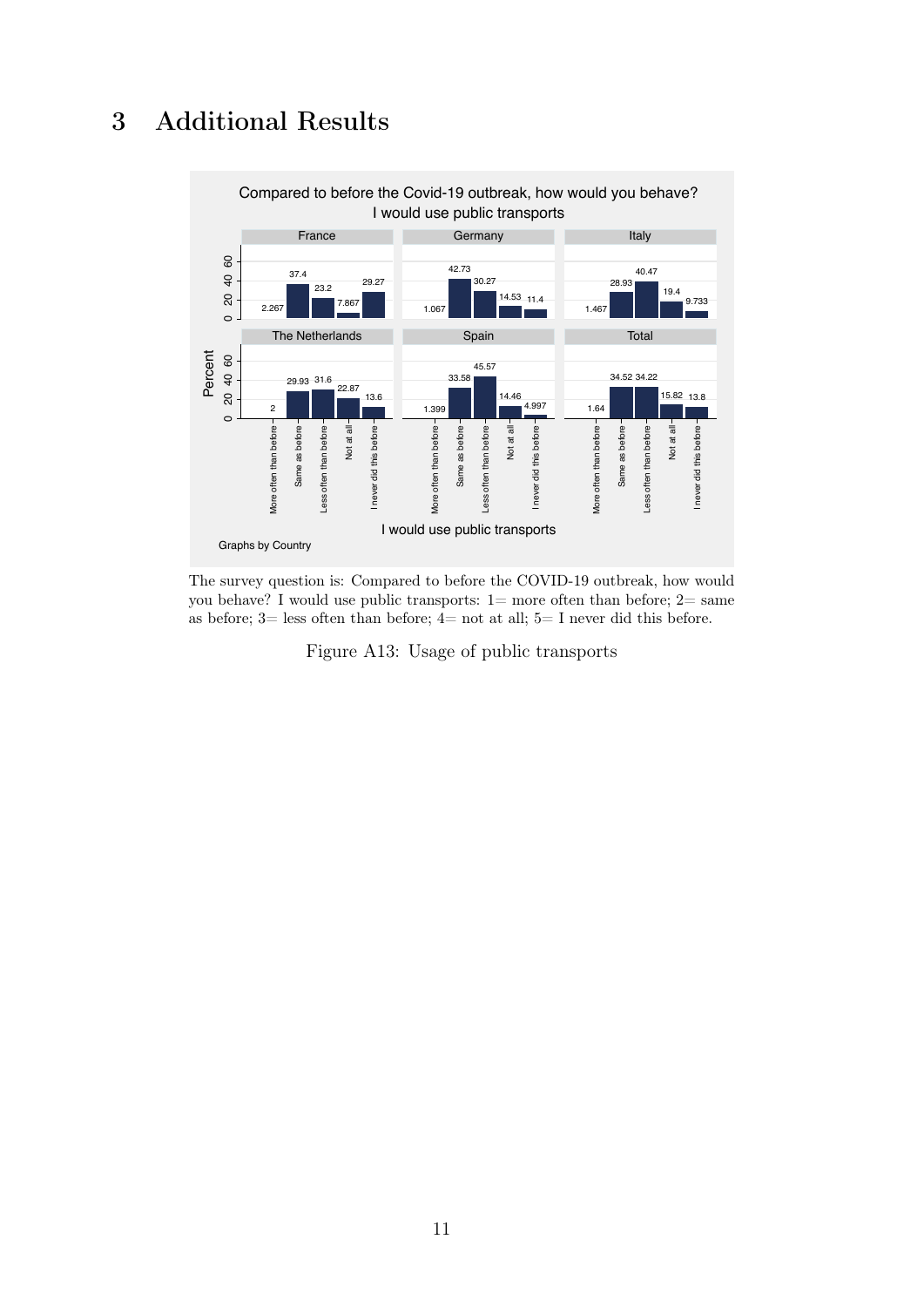# 3 Additional Results

The survey question is: Compared to before the COVID-19 outbreak, how would you behave? I would use public transports: 1= more often than before; 2= same as before; 3= less often than before; 4= not at all; 5= I never did this before.

Figure A13: Usage of public transports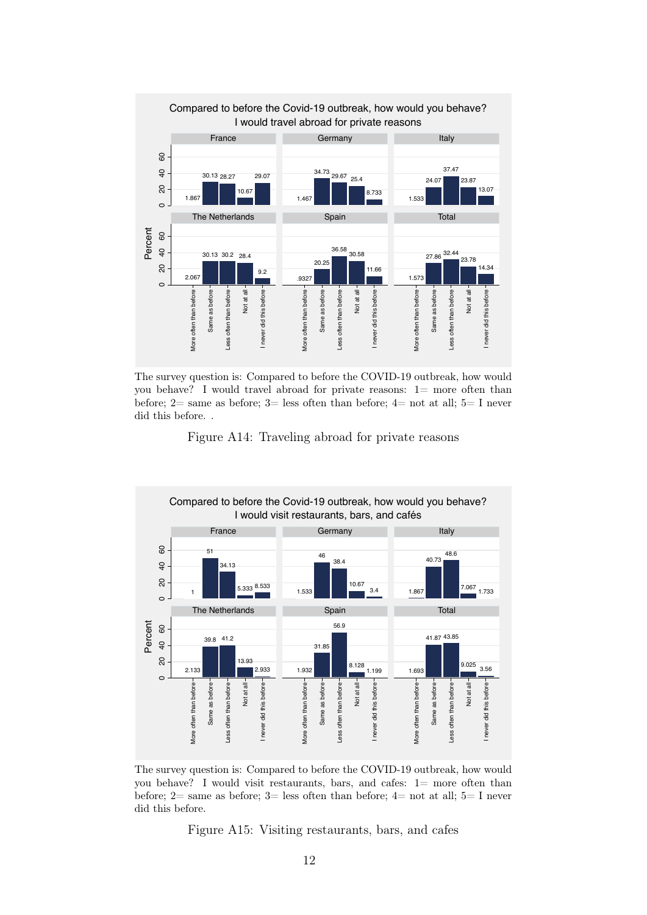The survey question is: Compared to before the COVID-19 outbreak, how would you behave? I would travel abroad for private reasons: 1= more often than before; 2= same as before; 3= less often than before; 4= not at all; 5= I never did this before. .

Figure A14: Traveling abroad for private reasons

The survey question is: Compared to before the COVID-19 outbreak, how would you behave? I would visit restaurants, bars, and cafes: 1= more often than before; 2= same as before; 3= less often than before; 4= not at all; 5= I never did this before.

Figure A15: Visiting restaurants, bars, and cafes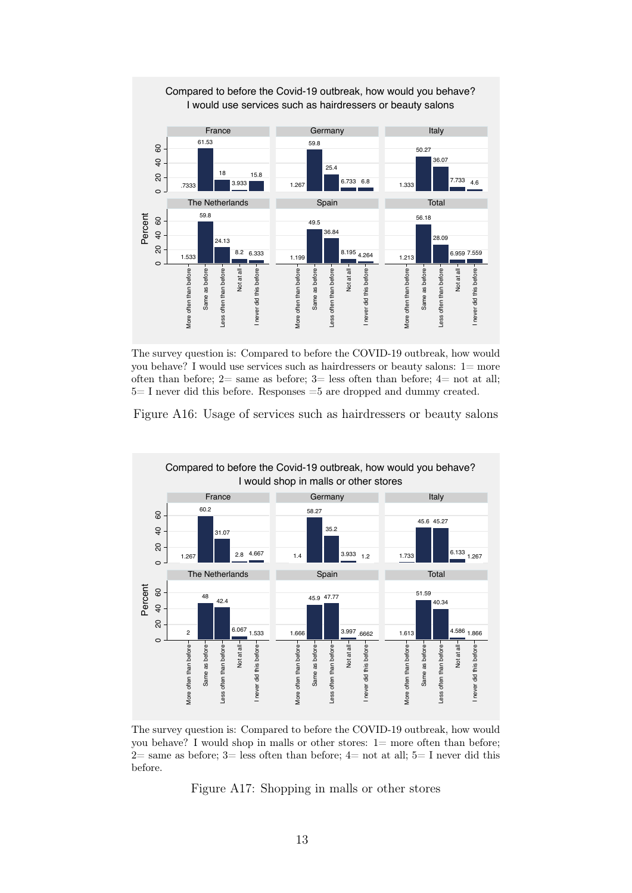The survey question is: Compared to before the COVID-19 outbreak, how would you behave? I would use services such as hairdressers or beauty salons: 1= more often than before; 2= same as before; 3= less often than before; 4= not at all; 5= I never did this before. Responses =5 are dropped and dummy created.

Figure A16: Usage of services such as hairdressers or beauty salons

The survey question is: Compared to before the COVID-19 outbreak, how would you behave? I would shop in malls or other stores: 1= more often than before; 2= same as before; 3= less often than before; 4= not at all; 5= I never did this before.

Figure A17: Shopping in malls or other stores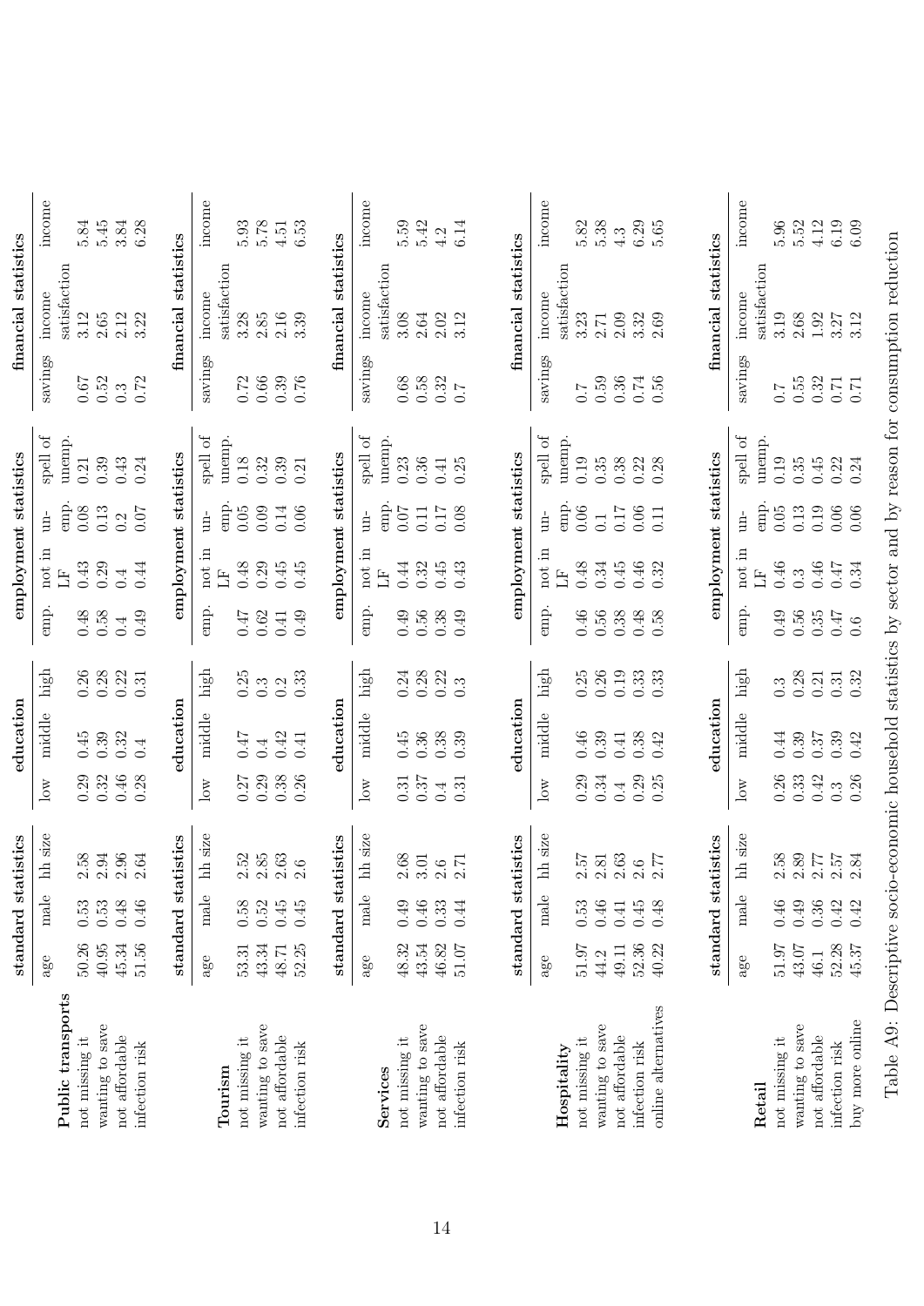| | standard statistics | | | education | | | employment statistics | | | | financial statistics | | |
|---|---|---|---|---|---|---|---|---|---|---|---|---|---|
| | age | male | hh size | low | middle | high | emp. | not in LF | un-emp. | spell of unemp. | savings | income satisfaction | income |
| **Public transports** | | | | | | | | | | | | | |
| not missing it | 50.26 | 0.53 | 2.58 | 0.29 | 0.45 | 0.26 | 0.48 | 0.43 | 0.08 | 0.21 | 0.67 | 3.12 | 5.84 |
| wanting to save | 40.95 | 0.53 | 2.94 | 0.32 | 0.39 | 0.28 | 0.58 | 0.29 | 0.13 | 0.39 | 0.52 | 2.65 | 5.45 |
| not affordable | 45.34 | 0.48 | 2.96 | 0.46 | 0.32 | 0.22 | 0.4 | 0.4 | 0.2 | 0.43 | 0.3 | 2.12 | 3.84 |
| infection risk | 51.56 | 0.46 | 2.64 | 0.28 | 0.4 | 0.31 | 0.49 | 0.44 | 0.07 | 0.24 | 0.72 | 3.22 | 6.28 |

| | standard statistics | | | education | | | employment statistics | | | | financial statistics | | |
|---|---|---|---|---|---|---|---|---|---|---|---|---|---|
| | age | male | hh size | low | middle | high | emp. | not in LF | un-emp. | spell of unemp. | savings | income satisfaction | income |
| **Tourism** | | | | | | | | | | | | | |
| not missing it | 53.31 | 0.58 | 2.52 | 0.27 | 0.47 | 0.25 | 0.47 | 0.48 | 0.05 | 0.18 | 0.72 | 3.28 | 5.93 |
| wanting to save | 43.34 | 0.52 | 2.85 | 0.29 | 0.4 | 0.3 | 0.62 | 0.29 | 0.09 | 0.32 | 0.66 | 2.85 | 5.78 |
| not affordable | 48.71 | 0.45 | 2.63 | 0.38 | 0.42 | 0.2 | 0.41 | 0.45 | 0.14 | 0.39 | 0.39 | 2.16 | 4.51 |
| infection risk | 52.25 | 0.45 | 2.6 | 0.26 | 0.41 | 0.33 | 0.49 | 0.45 | 0.06 | 0.21 | 0.76 | 3.39 | 6.53 |

| | standard statistics | | | education | | | employment statistics | | | | financial statistics | | |
|---|---|---|---|---|---|---|---|---|---|---|---|---|---|
| | age | male | hh size | low | middle | high | emp. | not in LF | un-emp. | spell of unemp. | savings | income satisfaction | income |
| **Services** | | | | | | | | | | | | | |
| not missing it | 48.32 | 0.49 | 2.68 | 0.31 | 0.45 | 0.24 | 0.49 | 0.44 | 0.07 | 0.23 | 0.68 | 3.08 | 5.59 |
| wanting to save | 43.54 | 0.46 | 3.01 | 0.37 | 0.36 | 0.28 | 0.56 | 0.32 | 0.11 | 0.36 | 0.58 | 2.64 | 5.42 |
| not affordable | 46.82 | 0.33 | 2.6 | 0.4 | 0.38 | 0.22 | 0.38 | 0.45 | 0.17 | 0.41 | 0.32 | 2.02 | 4.2 |
| infection risk | 51.07 | 0.44 | 2.71 | 0.31 | 0.39 | 0.3 | 0.49 | 0.43 | 0.08 | 0.25 | 0.7 | 3.12 | 6.14 |

| | standard statistics | | | education | | | employment statistics | | | | financial statistics | | |
|---|---|---|---|---|---|---|---|---|---|---|---|---|---|
| | age | male | hh size | low | middle | high | emp. | not in LF | un-emp. | spell of unemp. | savings | income satisfaction | income |
| **Hospitality** | | | | | | | | | | | | | |
| not missing it | 51.97 | 0.53 | 2.57 | 0.29 | 0.46 | 0.25 | 0.46 | 0.48 | 0.06 | 0.19 | 0.7 | 3.23 | 5.82 |
| wanting to save | 44.2 | 0.46 | 2.81 | 0.34 | 0.39 | 0.26 | 0.56 | 0.34 | 0.1 | 0.35 | 0.59 | 2.71 | 5.38 |
| not affordable | 49.11 | 0.41 | 2.63 | 0.4 | 0.41 | 0.19 | 0.38 | 0.45 | 0.17 | 0.38 | 0.36 | 2.09 | 4.3 |
| infection risk | 52.36 | 0.45 | 2.6 | 0.29 | 0.38 | 0.33 | 0.48 | 0.46 | 0.06 | 0.22 | 0.74 | 3.32 | 6.29 |
| online alternatives | 40.22 | 0.48 | 2.77 | 0.25 | 0.42 | 0.33 | 0.58 | 0.32 | 0.11 | 0.28 | 0.56 | 2.69 | 5.65 |

| | standard statistics | | | education | | | employment statistics | | | | financial statistics | | |
|---|---|---|---|---|---|---|---|---|---|---|---|---|---|
| | age | male | hh size | low | middle | high | emp. | not in LF | un-emp. | spell of unemp. | savings | income satisfaction | income |
| **Retail** | | | | | | | | | | | | | |
| not missing it | 51.97 | 0.46 | 2.58 | 0.26 | 0.44 | 0.3 | 0.49 | 0.46 | 0.05 | 0.19 | 0.7 | 3.19 | 5.96 |
| wanting to save | 43.07 | 0.49 | 2.89 | 0.33 | 0.39 | 0.28 | 0.56 | 0.3 | 0.13 | 0.35 | 0.55 | 2.68 | 5.52 |
| not affordable | 46.1 | 0.36 | 2.77 | 0.42 | 0.37 | 0.21 | 0.35 | 0.46 | 0.19 | 0.45 | 0.32 | 1.92 | 4.12 |
| infection risk | 52.28 | 0.42 | 2.57 | 0.3 | 0.39 | 0.31 | 0.47 | 0.47 | 0.06 | 0.22 | 0.71 | 3.27 | 6.19 |
| buy more online | 45.37 | 0.42 | 2.84 | 0.26 | 0.42 | 0.32 | 0.6 | 0.34 | 0.06 | 0.24 | 0.71 | 3.12 | 6.09 |

Table A9: Descriptive socio-economic household statistics by sector and by reason for consumption reduction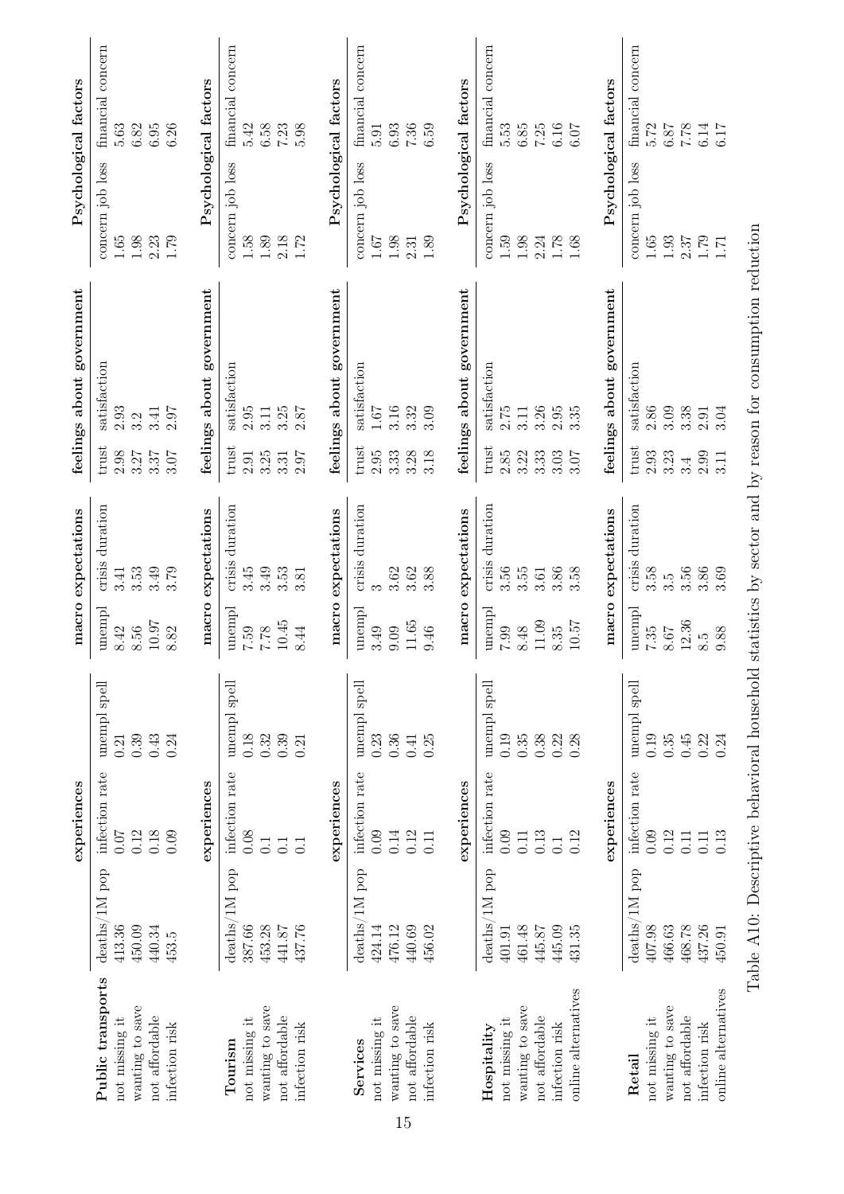| **Public transports** | experiences | | | macro expectations | | feelings about government | | Psychological factors | |
|---|---|---|---|---|---|---|---|---|---|
| | deaths/1M pop | infection rate | unempl spell | unempl | crisis duration | trust | satisfaction | concern job loss | financial concern |
| not missing it | 413.36 | 0.07 | 0.21 | 8.42 | 3.41 | 2.98 | 2.93 | 1.65 | 5.63 |
| wanting to save | 450.09 | 0.12 | 0.39 | 8.56 | 3.53 | 3.27 | 3.2 | 1.98 | 6.82 |
| not affordable | 440.34 | 0.18 | 0.43 | 10.97 | 3.49 | 3.37 | 3.41 | 2.23 | 6.95 |
| infection risk | 453.5 | 0.09 | 0.24 | 8.82 | 3.79 | 3.07 | 2.97 | 1.79 | 6.26 |

| **Tourism** | experiences | | | macro expectations | | feelings about government | | Psychological factors | |
|---|---|---|---|---|---|---|---|---|---|
| | deaths/1M pop | infection rate | unempl spell | unempl | crisis duration | trust | satisfaction | concern job loss | financial concern |
| not missing it | 387.66 | 0.08 | 0.18 | 7.59 | 3.45 | 2.91 | 2.95 | 1.58 | 5.42 |
| wanting to save | 453.28 | 0.1 | 0.32 | 7.78 | 3.49 | 3.25 | 3.11 | 1.89 | 6.58 |
| not affordable | 441.87 | 0.1 | 0.39 | 10.45 | 3.53 | 3.31 | 3.25 | 2.18 | 7.23 |
| infection risk | 437.76 | 0.1 | 0.21 | 8.44 | 3.81 | 2.97 | 2.87 | 1.72 | 5.98 |

| **Services** | experiences | | | macro expectations | | feelings about government | | Psychological factors | |
|---|---|---|---|---|---|---|---|---|---|
| | deaths/1M pop | infection rate | unempl spell | unempl | crisis duration | trust | satisfaction | concern job loss | financial concern |
| not missing it | 424.14 | 0.09 | 0.23 | 3.49 | 3 | 2.95 | 1.67 | 1.67 | 5.91 |
| wanting to save | 476.12 | 0.14 | 0.36 | 9.09 | 3.62 | 3.33 | 3.16 | 1.98 | 6.93 |
| not affordable | 440.69 | 0.12 | 0.41 | 11.65 | 3.62 | 3.28 | 3.32 | 2.31 | 7.36 |
| infection risk | 456.02 | 0.11 | 0.25 | 9.46 | 3.88 | 3.18 | 3.09 | 1.89 | 6.59 |

| **Hospitality** | experiences | | | macro expectations | | feelings about government | | Psychological factors | |
|---|---|---|---|---|---|---|---|---|---|
| | deaths/1M pop | infection rate | unempl spell | unempl | crisis duration | trust | satisfaction | concern job loss | financial concern |
| not missing it | 401.91 | 0.09 | 0.19 | 7.99 | 3.56 | 2.85 | 2.75 | 1.59 | 5.53 |
| wanting to save | 461.48 | 0.11 | 0.35 | 8.48 | 3.55 | 3.22 | 3.11 | 1.98 | 6.85 |
| not affordable | 445.87 | 0.13 | 0.38 | 11.09 | 3.61 | 3.33 | 3.26 | 2.24 | 7.25 |
| infection risk | 445.09 | 0.1 | 0.22 | 8.35 | 3.86 | 3.03 | 2.95 | 1.78 | 6.16 |
| online alternatives | 431.35 | 0.12 | 0.28 | 10.57 | 3.58 | 3.07 | 3.35 | 1.68 | 6.07 |

| **Retail** | experiences | | | macro expectations | | feelings about government | | Psychological factors | |
|---|---|---|---|---|---|---|---|---|---|
| | deaths/1M pop | infection rate | unempl spell | unempl | crisis duration | trust | satisfaction | concern job loss | financial concern |
| not missing it | 407.98 | 0.09 | 0.19 | 7.35 | 3.58 | 2.93 | 2.86 | 1.65 | 5.72 |
| wanting to save | 466.63 | 0.12 | 0.35 | 8.67 | 3.5 | 3.23 | 3.09 | 1.93 | 6.87 |
| not affordable | 468.78 | 0.11 | 0.45 | 12.36 | 3.56 | 3.4 | 3.38 | 2.37 | 7.78 |
| infection risk | 437.26 | 0.11 | 0.22 | 8.5 | 3.86 | 2.99 | 2.91 | 1.79 | 6.14 |
| online alternatives | 450.91 | 0.13 | 0.24 | 9.88 | 3.69 | 3.11 | 3.04 | 1.71 | 6.17 |

Table A10: Descriptive behavioral household statistics by sector and by reason for consumption reduction